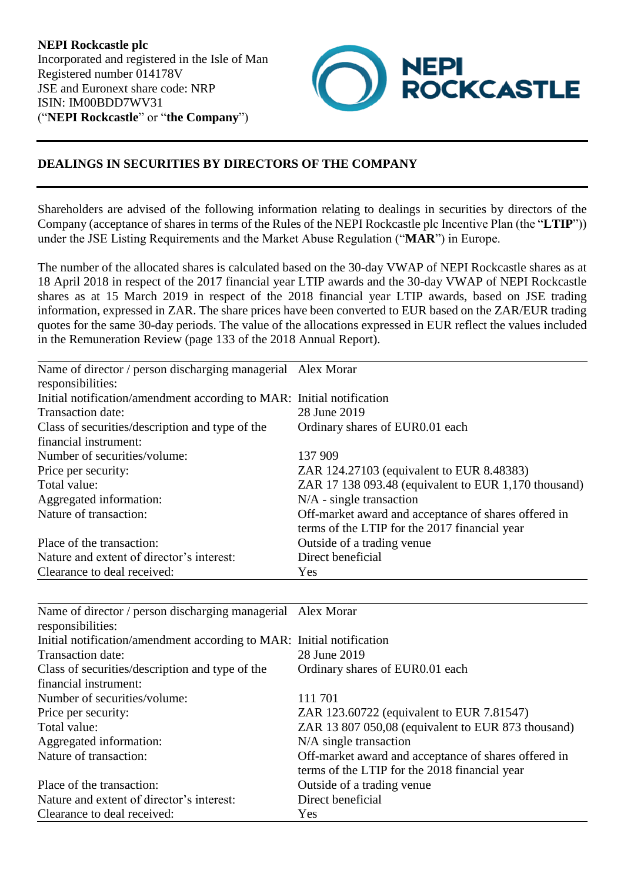**NEPI Rockcastle plc**
Incorporated and registered in the Isle of Man
Registered number 014178V
JSE and Euronext share code: NRP
ISIN: IM00BDD7WV31
("**NEPI Rockcastle**" or "**the Company**")

## DEALINGS IN SECURITIES BY DIRECTORS OF THE COMPANY

Shareholders are advised of the following information relating to dealings in securities by directors of the Company (acceptance of shares in terms of the Rules of the NEPI Rockcastle plc Incentive Plan (the "**LTIP**")) under the JSE Listing Requirements and the Market Abuse Regulation ("**MAR**") in Europe.

The number of the allocated shares is calculated based on the 30-day VWAP of NEPI Rockcastle shares as at 18 April 2018 in respect of the 2017 financial year LTIP awards and the 30-day VWAP of NEPI Rockcastle shares as at 15 March 2019 in respect of the 2018 financial year LTIP awards, based on JSE trading information, expressed in ZAR. The share prices have been converted to EUR based on the ZAR/EUR trading quotes for the same 30-day periods. The value of the allocations expressed in EUR reflect the values included in the Remuneration Review (page 133 of the 2018 Annual Report).

| | |
|---|---|
| Name of director / person discharging managerial responsibilities: | Alex Morar |
| Initial notification/amendment according to MAR: | Initial notification |
| Transaction date: | 28 June 2019 |
| Class of securities/description and type of the financial instrument: | Ordinary shares of EUR0.01 each |
| Number of securities/volume: | 137 909 |
| Price per security: | ZAR 124.27103 (equivalent to EUR 8.48383) |
| Total value: | ZAR 17 138 093.48 (equivalent to EUR 1,170 thousand) |
| Aggregated information: | N/A - single transaction |
| Nature of transaction: | Off-market award and acceptance of shares offered in terms of the LTIP for the 2017 financial year |
| Place of the transaction: | Outside of a trading venue |
| Nature and extent of director's interest: | Direct beneficial |
| Clearance to deal received: | Yes |

| | |
|---|---|
| Name of director / person discharging managerial responsibilities: | Alex Morar |
| Initial notification/amendment according to MAR: | Initial notification |
| Transaction date: | 28 June 2019 |
| Class of securities/description and type of the financial instrument: | Ordinary shares of EUR0.01 each |
| Number of securities/volume: | 111 701 |
| Price per security: | ZAR 123.60722 (equivalent to EUR 7.81547) |
| Total value: | ZAR 13 807 050,08 (equivalent to EUR 873 thousand) |
| Aggregated information: | N/A single transaction |
| Nature of transaction: | Off-market award and acceptance of shares offered in terms of the LTIP for the 2018 financial year |
| Place of the transaction: | Outside of a trading venue |
| Nature and extent of director's interest: | Direct beneficial |
| Clearance to deal received: | Yes |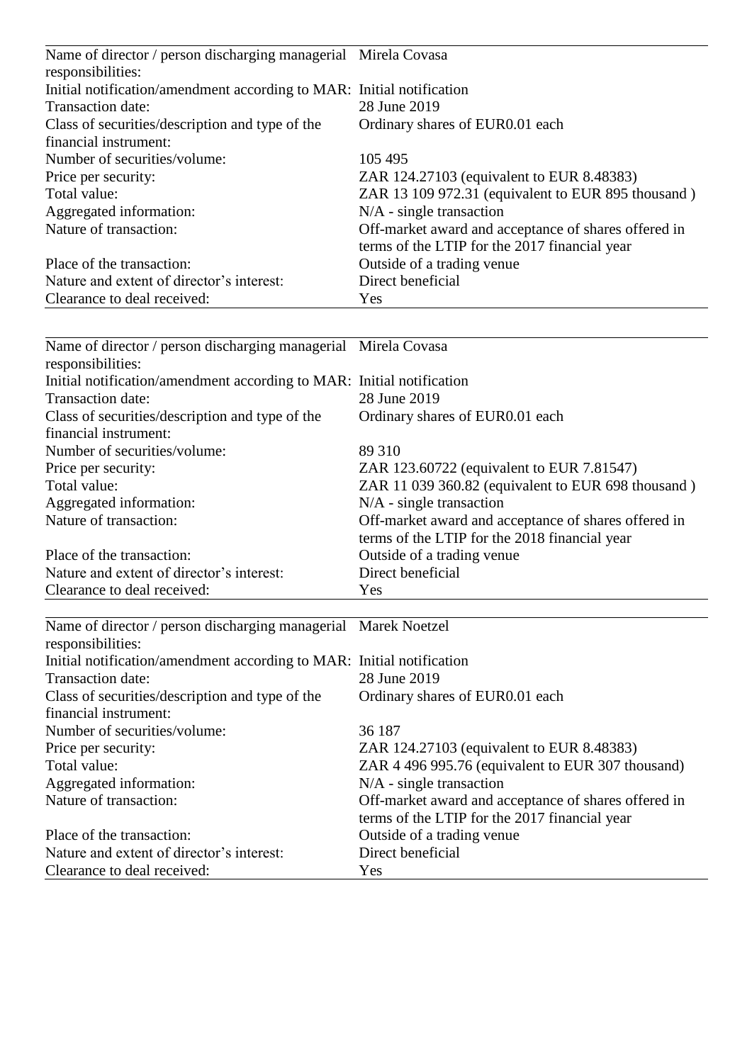| | |
|---|---|
| Name of director / person discharging managerial responsibilities: | Mirela Covasa |
| Initial notification/amendment according to MAR: | Initial notification |
| Transaction date: | 28 June 2019 |
| Class of securities/description and type of the financial instrument: | Ordinary shares of EUR0.01 each |
| Number of securities/volume: | 105 495 |
| Price per security: | ZAR 124.27103 (equivalent to EUR 8.48383) |
| Total value: | ZAR 13 109 972.31 (equivalent to EUR 895 thousand ) |
| Aggregated information: | N/A - single transaction |
| Nature of transaction: | Off-market award and acceptance of shares offered in terms of the LTIP for the 2017 financial year |
| Place of the transaction: | Outside of a trading venue |
| Nature and extent of director's interest: | Direct beneficial |
| Clearance to deal received: | Yes |

| | |
|---|---|
| Name of director / person discharging managerial responsibilities: | Mirela Covasa |
| Initial notification/amendment according to MAR: | Initial notification |
| Transaction date: | 28 June 2019 |
| Class of securities/description and type of the financial instrument: | Ordinary shares of EUR0.01 each |
| Number of securities/volume: | 89 310 |
| Price per security: | ZAR 123.60722 (equivalent to EUR 7.81547) |
| Total value: | ZAR 11 039 360.82 (equivalent to EUR 698 thousand ) |
| Aggregated information: | N/A - single transaction |
| Nature of transaction: | Off-market award and acceptance of shares offered in terms of the LTIP for the 2018 financial year |
| Place of the transaction: | Outside of a trading venue |
| Nature and extent of director's interest: | Direct beneficial |
| Clearance to deal received: | Yes |

| | |
|---|---|
| Name of director / person discharging managerial responsibilities: | Marek Noetzel |
| Initial notification/amendment according to MAR: | Initial notification |
| Transaction date: | 28 June 2019 |
| Class of securities/description and type of the financial instrument: | Ordinary shares of EUR0.01 each |
| Number of securities/volume: | 36 187 |
| Price per security: | ZAR 124.27103 (equivalent to EUR 8.48383) |
| Total value: | ZAR 4 496 995.76 (equivalent to EUR 307 thousand) |
| Aggregated information: | N/A - single transaction |
| Nature of transaction: | Off-market award and acceptance of shares offered in terms of the LTIP for the 2017 financial year |
| Place of the transaction: | Outside of a trading venue |
| Nature and extent of director's interest: | Direct beneficial |
| Clearance to deal received: | Yes |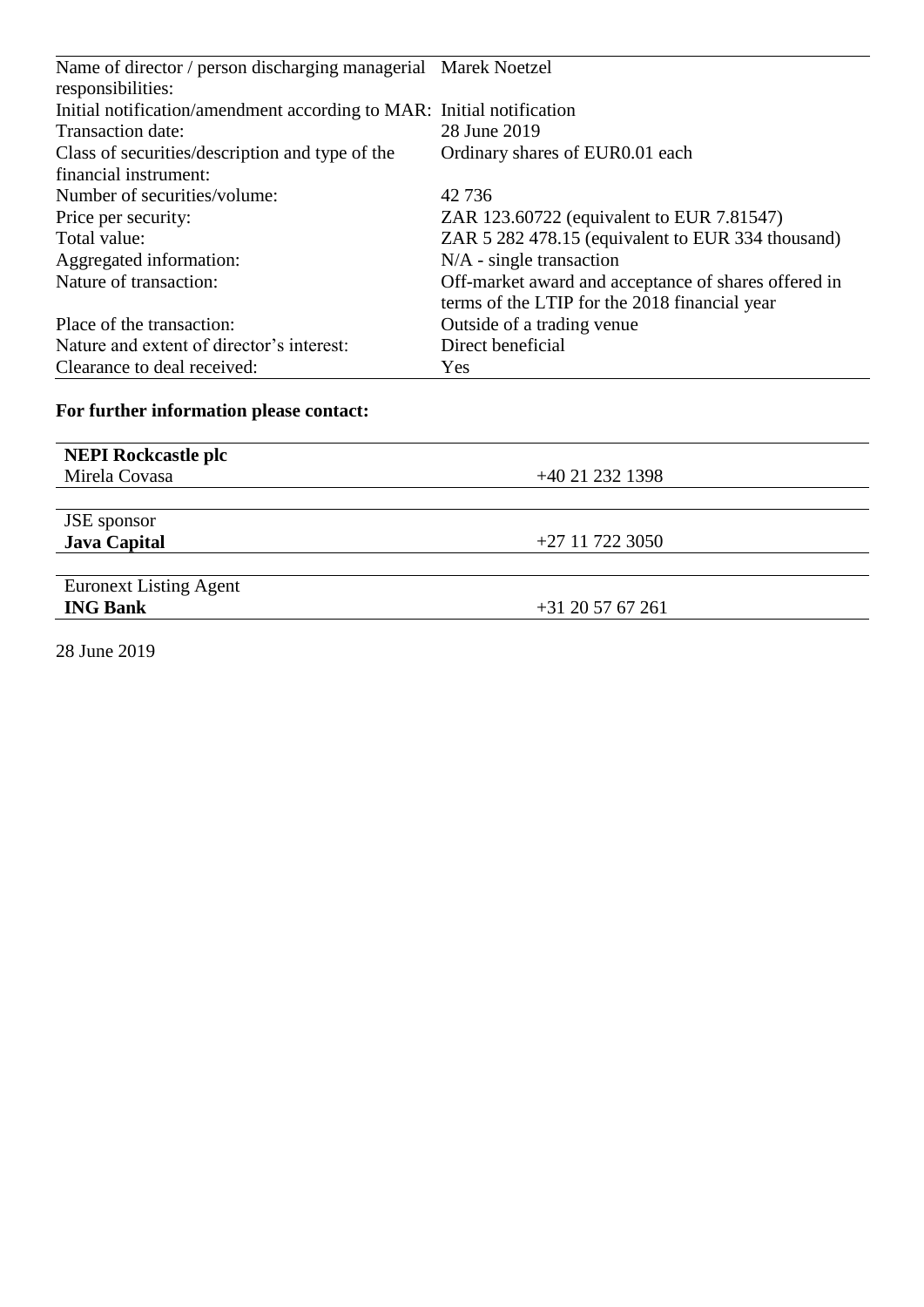| | |
|---|---|
| Name of director / person discharging managerial responsibilities: | Marek Noetzel |
| Initial notification/amendment according to MAR: | Initial notification |
| Transaction date: | 28 June 2019 |
| Class of securities/description and type of the financial instrument: | Ordinary shares of EUR0.01 each |
| Number of securities/volume: | 42 736 |
| Price per security: | ZAR 123.60722 (equivalent to EUR 7.81547) |
| Total value: | ZAR 5 282 478.15 (equivalent to EUR 334 thousand) |
| Aggregated information: | N/A - single transaction |
| Nature of transaction: | Off-market award and acceptance of shares offered in terms of the LTIP for the 2018 financial year |
| Place of the transaction: | Outside of a trading venue |
| Nature and extent of director's interest: | Direct beneficial |
| Clearance to deal received: | Yes |

**For further information please contact:**

| | |
|---|---|
| **NEPI Rockcastle plc**<br>Mirela Covasa | +40 21 232 1398 |
| JSE sponsor<br>**Java Capital** | +27 11 722 3050 |
| Euronext Listing Agent<br>**ING Bank** | +31 20 57 67 261 |

28 June 2019